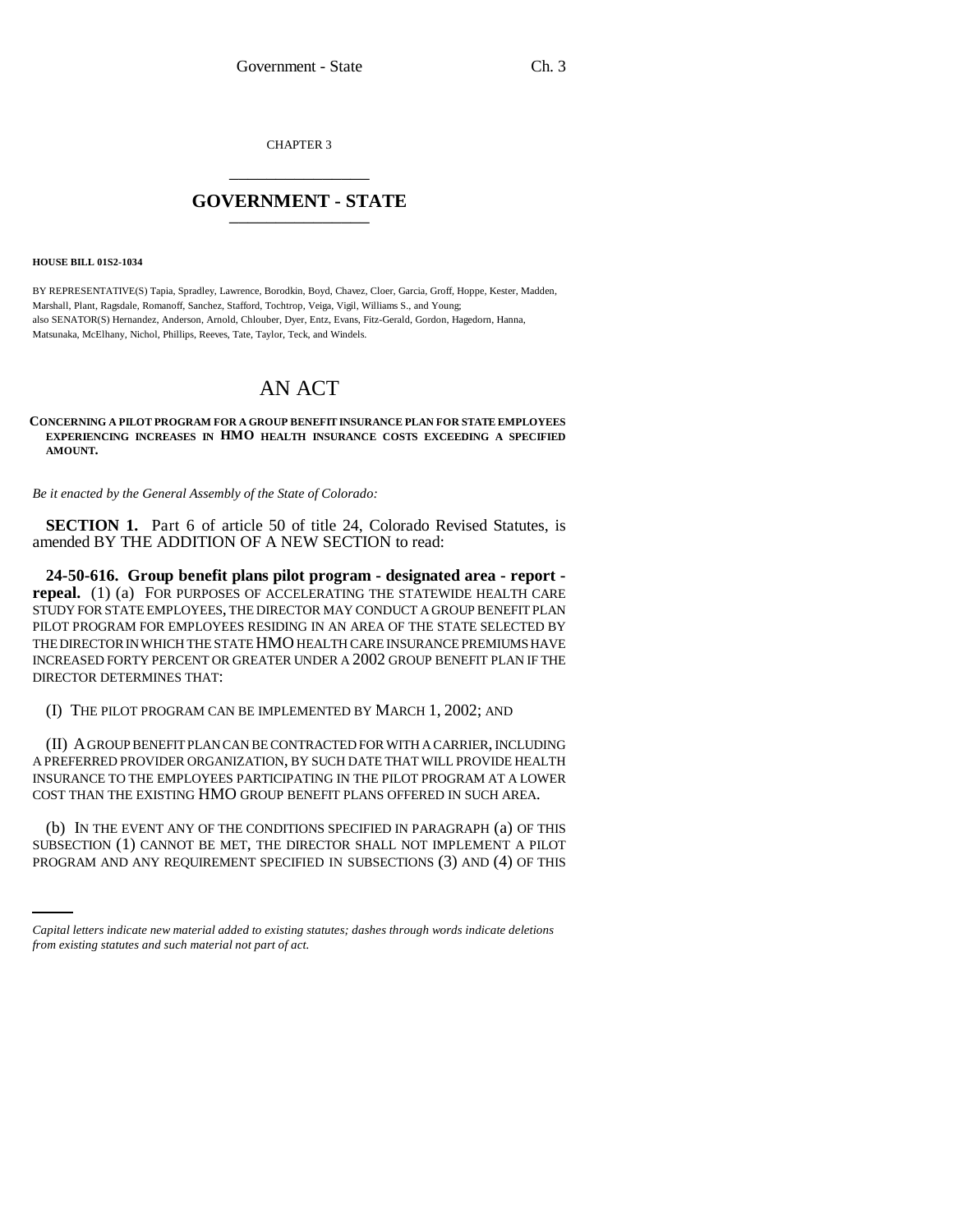CHAPTER 3

# GOVERNMENT - STATE

**HOUSE BILL 01S2-1034**

BY REPRESENTATIVE(S) Tapia, Spradley, Lawrence, Borodkin, Boyd, Chavez, Cloer, Garcia, Groff, Hoppe, Kester, Madden, Marshall, Plant, Ragsdale, Romanoff, Sanchez, Stafford, Tochtrop, Veiga, Vigil, Williams S., and Young;
also SENATOR(S) Hernandez, Anderson, Arnold, Chlouber, Dyer, Entz, Evans, Fitz-Gerald, Gordon, Hagedorn, Hanna, Matsunaka, McElhany, Nichol, Phillips, Reeves, Tate, Taylor, Teck, and Windels.

# AN ACT

**CONCERNING A PILOT PROGRAM FOR A GROUP BENEFIT INSURANCE PLAN FOR STATE EMPLOYEES EXPERIENCING INCREASES IN HMO HEALTH INSURANCE COSTS EXCEEDING A SPECIFIED AMOUNT.**

*Be it enacted by the General Assembly of the State of Colorado:*

**SECTION 1.** Part 6 of article 50 of title 24, Colorado Revised Statutes, is amended BY THE ADDITION OF A NEW SECTION to read:

**24-50-616. Group benefit plans pilot program - designated area - report - repeal.** (1) (a) FOR PURPOSES OF ACCELERATING THE STATEWIDE HEALTH CARE STUDY FOR STATE EMPLOYEES, THE DIRECTOR MAY CONDUCT A GROUP BENEFIT PLAN PILOT PROGRAM FOR EMPLOYEES RESIDING IN AN AREA OF THE STATE SELECTED BY THE DIRECTOR IN WHICH THE STATE HMO HEALTH CARE INSURANCE PREMIUMS HAVE INCREASED FORTY PERCENT OR GREATER UNDER A 2002 GROUP BENEFIT PLAN IF THE DIRECTOR DETERMINES THAT:

(I) THE PILOT PROGRAM CAN BE IMPLEMENTED BY MARCH 1, 2002; AND

(II) A GROUP BENEFIT PLAN CAN BE CONTRACTED FOR WITH A CARRIER, INCLUDING A PREFERRED PROVIDER ORGANIZATION, BY SUCH DATE THAT WILL PROVIDE HEALTH INSURANCE TO THE EMPLOYEES PARTICIPATING IN THE PILOT PROGRAM AT A LOWER COST THAN THE EXISTING HMO GROUP BENEFIT PLANS OFFERED IN SUCH AREA.

(b) IN THE EVENT ANY OF THE CONDITIONS SPECIFIED IN PARAGRAPH (a) OF THIS SUBSECTION (1) CANNOT BE MET, THE DIRECTOR SHALL NOT IMPLEMENT A PILOT PROGRAM AND ANY REQUIREMENT SPECIFIED IN SUBSECTIONS (3) AND (4) OF THIS

*Capital letters indicate new material added to existing statutes; dashes through words indicate deletions from existing statutes and such material not part of act.*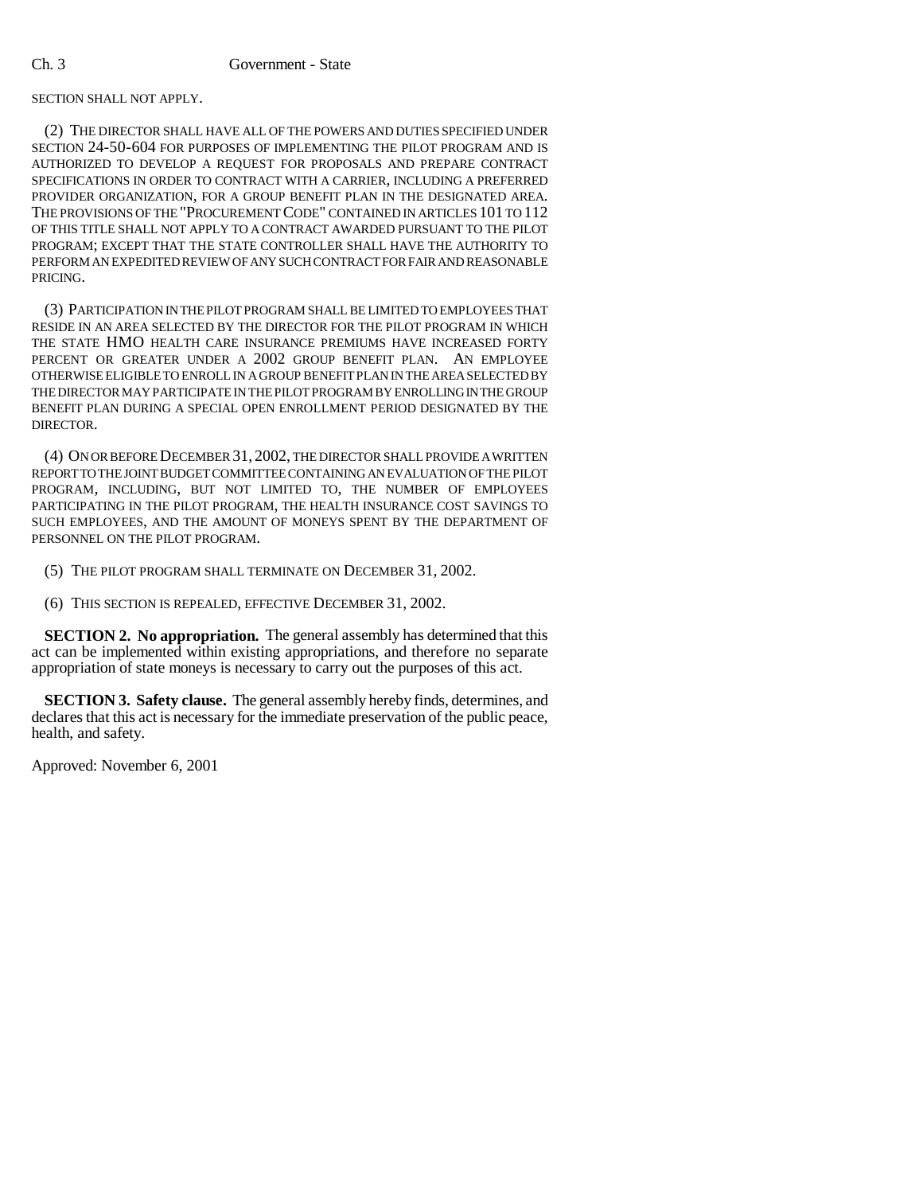SECTION SHALL NOT APPLY.

(2) THE DIRECTOR SHALL HAVE ALL OF THE POWERS AND DUTIES SPECIFIED UNDER SECTION 24-50-604 FOR PURPOSES OF IMPLEMENTING THE PILOT PROGRAM AND IS AUTHORIZED TO DEVELOP A REQUEST FOR PROPOSALS AND PREPARE CONTRACT SPECIFICATIONS IN ORDER TO CONTRACT WITH A CARRIER, INCLUDING A PREFERRED PROVIDER ORGANIZATION, FOR A GROUP BENEFIT PLAN IN THE DESIGNATED AREA. THE PROVISIONS OF THE "PROCUREMENT CODE" CONTAINED IN ARTICLES 101 TO 112 OF THIS TITLE SHALL NOT APPLY TO A CONTRACT AWARDED PURSUANT TO THE PILOT PROGRAM; EXCEPT THAT THE STATE CONTROLLER SHALL HAVE THE AUTHORITY TO PERFORM AN EXPEDITED REVIEW OF ANY SUCH CONTRACT FOR FAIR AND REASONABLE PRICING.

(3) PARTICIPATION IN THE PILOT PROGRAM SHALL BE LIMITED TO EMPLOYEES THAT RESIDE IN AN AREA SELECTED BY THE DIRECTOR FOR THE PILOT PROGRAM IN WHICH THE STATE HMO HEALTH CARE INSURANCE PREMIUMS HAVE INCREASED FORTY PERCENT OR GREATER UNDER A 2002 GROUP BENEFIT PLAN. AN EMPLOYEE OTHERWISE ELIGIBLE TO ENROLL IN A GROUP BENEFIT PLAN IN THE AREA SELECTED BY THE DIRECTOR MAY PARTICIPATE IN THE PILOT PROGRAM BY ENROLLING IN THE GROUP BENEFIT PLAN DURING A SPECIAL OPEN ENROLLMENT PERIOD DESIGNATED BY THE DIRECTOR.

(4) ON OR BEFORE DECEMBER 31, 2002, THE DIRECTOR SHALL PROVIDE A WRITTEN REPORT TO THE JOINT BUDGET COMMITTEE CONTAINING AN EVALUATION OF THE PILOT PROGRAM, INCLUDING, BUT NOT LIMITED TO, THE NUMBER OF EMPLOYEES PARTICIPATING IN THE PILOT PROGRAM, THE HEALTH INSURANCE COST SAVINGS TO SUCH EMPLOYEES, AND THE AMOUNT OF MONEYS SPENT BY THE DEPARTMENT OF PERSONNEL ON THE PILOT PROGRAM.

(5) THE PILOT PROGRAM SHALL TERMINATE ON DECEMBER 31, 2002.

(6) THIS SECTION IS REPEALED, EFFECTIVE DECEMBER 31, 2002.

**SECTION 2. No appropriation.** The general assembly has determined that this act can be implemented within existing appropriations, and therefore no separate appropriation of state moneys is necessary to carry out the purposes of this act.

**SECTION 3. Safety clause.** The general assembly hereby finds, determines, and declares that this act is necessary for the immediate preservation of the public peace, health, and safety.

Approved: November 6, 2001